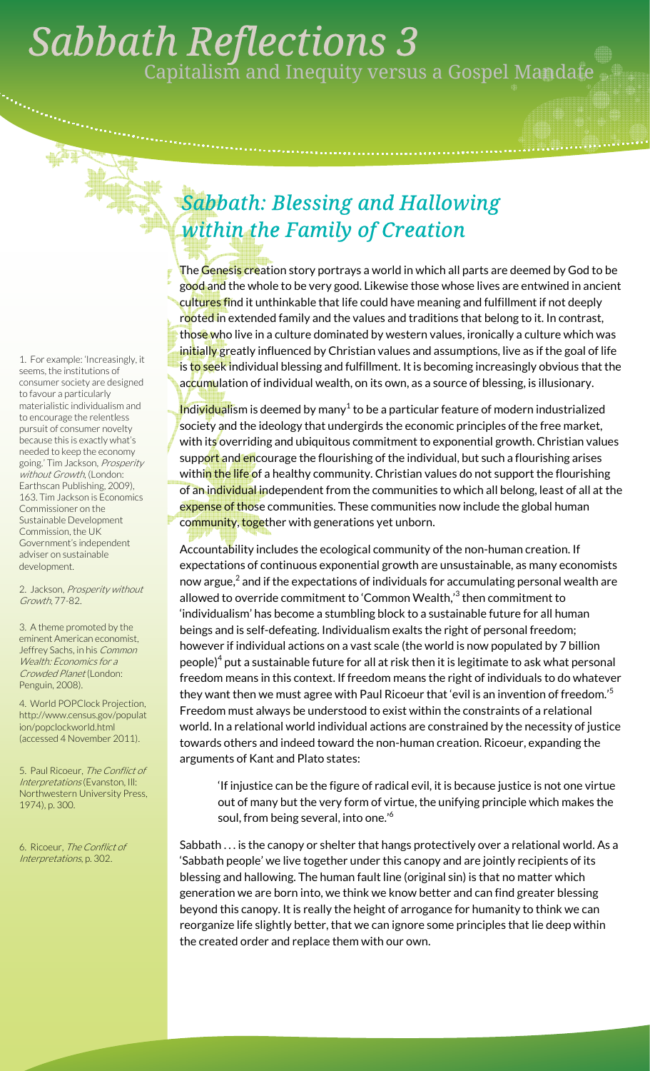# Sabbath Reflections 3

Capitalism and Inequity versus a Gospel Mandate

## *Sabbath: Blessing and Hallowing within the Family of Creation*

The Genesis creation story portrays a world in which all parts are deemed by God to be good and the whole to be very good. Likewise those whose lives are entwined in ancient cultures find it unthinkable that life could have meaning and fulfillment if not deeply rooted in extended family and the values and traditions that belong to it. In contrast, those who live in a culture dominated by western values, ironically a culture which was initially greatly influenced by Christian values and assumptions, live as if the goal of life is to seek individual blessing and fulfillment. It is becoming increasingly obvious that the accumulation of individual wealth, on its own, as a source of blessing, is illusionary.

Individualism is deemed by many[1] to be a particular feature of modern industrialized society and the ideology that undergirds the economic principles of the free market, with its overriding and ubiquitous commitment to exponential growth. Christian values support and encourage the flourishing of the individual, but such a flourishing arises within the life of a healthy community. Christian values do not support the flourishing of an individual independent from the communities to which all belong, least of all at the expense of those communities. These communities now include the global human community, together with generations yet unborn.

Accountability includes the ecological community of the non-human creation. If expectations of continuous exponential growth are unsustainable, as many economists now argue,[2] and if the expectations of individuals for accumulating personal wealth are allowed to override commitment to 'Common Wealth,'[3] then commitment to 'individualism' has become a stumbling block to a sustainable future for all human beings and is self-defeating. Individualism exalts the right of personal freedom; however if individual actions on a vast scale (the world is now populated by 7 billion people)[4] put a sustainable future for all at risk then it is legitimate to ask what personal freedom means in this context. If freedom means the right of individuals to do whatever they want then we must agree with Paul Ricoeur that 'evil is an invention of freedom.'[5] Freedom must always be understood to exist within the constraints of a relational world. In a relational world individual actions are constrained by the necessity of justice towards others and indeed toward the non-human creation. Ricoeur, expanding the arguments of Kant and Plato states:

> 'If injustice can be the figure of radical evil, it is because justice is not one virtue out of many but the very form of virtue, the unifying principle which makes the soul, from being several, into one.'[6]

Sabbath . . . is the canopy or shelter that hangs protectively over a relational world. As a 'Sabbath people' we live together under this canopy and are jointly recipients of its blessing and hallowing. The human fault line (original sin) is that no matter which generation we are born into, we think we know better and can find greater blessing beyond this canopy. It is really the height of arrogance for humanity to think we can reorganize life slightly better, that we can ignore some principles that lie deep within the created order and replace them with our own.

---

1. For example: 'Increasingly, it seems, the institutions of consumer society are designed to favour a particularly materialistic individualism and to encourage the relentless pursuit of consumer novelty because this is exactly what's needed to keep the economy going.' Tim Jackson, *Prosperity without Growth*, (London: Earthscan Publishing, 2009), 163. Tim Jackson is Economics Commissioner on the Sustainable Development Commission, the UK Government's independent adviser on sustainable development.

2. Jackson, *Prosperity without Growth*, 77-82.

3. A theme promoted by the eminent American economist, Jeffrey Sachs, in his *Common Wealth: Economics for a Crowded Planet* (London: Penguin, 2008).

4. World POPClock Projection, http://www.census.gov/population/popclockworld.html (accessed 4 November 2011).

5. Paul Ricoeur, *The Conflict of Interpretations* (Evanston, Ill: Northwestern University Press, 1974), p. 300.

6. Ricoeur, *The Conflict of Interpretations*, p. 302.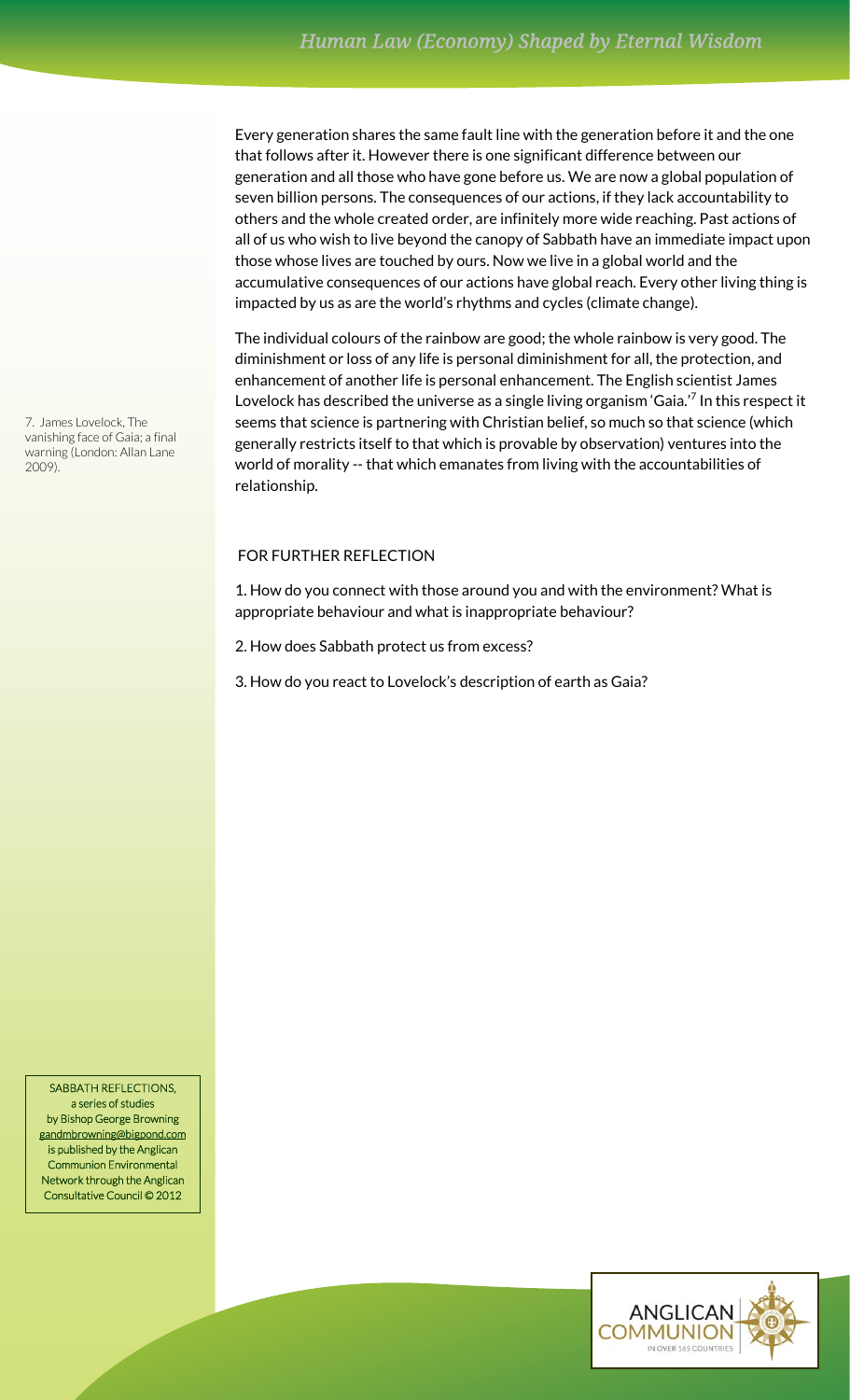Every generation shares the same fault line with the generation before it and the one that follows after it. However there is one significant difference between our generation and all those who have gone before us. We are now a global population of seven billion persons. The consequences of our actions, if they lack accountability to others and the whole created order, are infinitely more wide reaching. Past actions of all of us who wish to live beyond the canopy of Sabbath have an immediate impact upon those whose lives are touched by ours. Now we live in a global world and the accumulative consequences of our actions have global reach. Every other living thing is impacted by us as are the world's rhythms and cycles (climate change).

The individual colours of the rainbow are good; the whole rainbow is very good. The diminishment or loss of any life is personal diminishment for all, the protection, and enhancement of another life is personal enhancement. The English scientist James Lovelock has described the universe as a single living organism 'Gaia.'[7] In this respect it seems that science is partnering with Christian belief, so much so that science (which generally restricts itself to that which is provable by observation) ventures into the world of morality -- that which emanates from living with the accountabilities of relationship.

7. James Lovelock, The vanishing face of Gaia; a final warning (London: Allan Lane 2009).

## FOR FURTHER REFLECTION

1. How do you connect with those around you and with the environment? What is appropriate behaviour and what is inappropriate behaviour?

2. How does Sabbath protect us from excess?

3. How do you react to Lovelock's description of earth as Gaia?

SABBATH REFLECTIONS, a series of studies by Bishop George Browning gandmbrowning@bigpond.com is published by the Anglican Communion Environmental Network through the Anglican Consultative Council © 2012